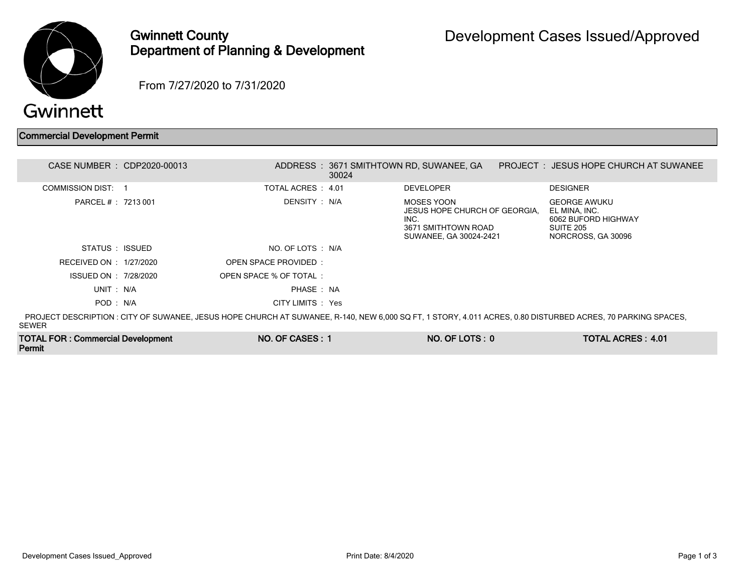# Gwinnett County Department of Planning & Development

## Development Cases Issued/Approved

From 7/27/2020 to 7/31/2020

### Commercial Development Permit

| | | | | | |
|---|---|---|---|---|---|
| CASE NUMBER : | CDP2020-00013 | ADDRESS : | 3671 SMITHTOWN RD, SUWANEE, GA 30024 | PROJECT : | JESUS HOPE CHURCH AT SUWANEE |
| COMMISSION DIST: | 1 | TOTAL ACRES : | 4.01 | DEVELOPER | DESIGNER |
| PARCEL # : | 7213 001 | DENSITY : | N/A | MOSES YOON<br>JESUS HOPE CHURCH OF GEORGIA, INC.<br>3671 SMITHTOWN ROAD<br>SUWANEE, GA 30024-2421 | GEORGE AWUKU<br>EL MINA, INC.<br>6062 BUFORD HIGHWAY<br>SUITE 205<br>NORCROSS, GA 30096 |
| STATUS : | ISSUED | NO. OF LOTS : | N/A | | |
| RECEIVED ON : | 1/27/2020 | OPEN SPACE PROVIDED : | | | |
| ISSUED ON : | 7/28/2020 | OPEN SPACE % OF TOTAL : | | | |
| UNIT : | N/A | PHASE : | NA | | |
| POD : | N/A | CITY LIMITS : | Yes | | |

PROJECT DESCRIPTION : CITY OF SUWANEE, JESUS HOPE CHURCH AT SUWANEE, R-140, NEW 6,000 SQ FT, 1 STORY, 4.011 ACRES, 0.80 DISTURBED ACRES, 70 PARKING SPACES, SEWER

| TOTAL FOR : Commercial Development Permit | NO. OF CASES : 1 | NO. OF LOTS : 0 | TOTAL ACRES : 4.01 |
|---|---|---|---|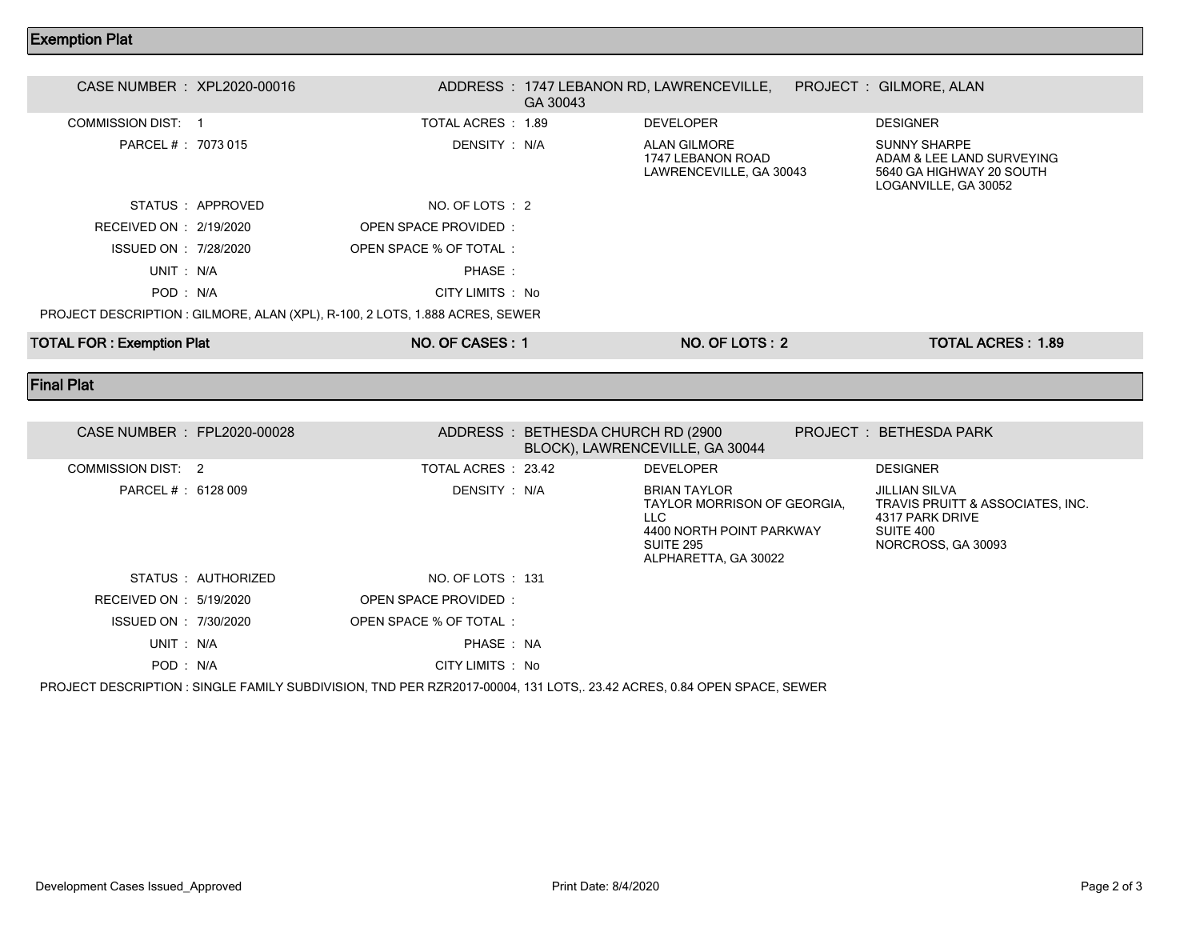## Exemption Plat

| | | | | | |
|---|---|---|---|---|---|
| CASE NUMBER : | XPL2020-00016 | ADDRESS : | 1747 LEBANON RD, LAWRENCEVILLE, GA 30043 | PROJECT : | GILMORE, ALAN |
| COMMISSION DIST: | 1 | TOTAL ACRES : | 1.89 | DEVELOPER | DESIGNER |
| PARCEL # : | 7073 015 | DENSITY : | N/A | ALAN GILMORE<br>1747 LEBANON ROAD<br>LAWRENCEVILLE, GA 30043 | SUNNY SHARPE<br>ADAM & LEE LAND SURVEYING<br>5640 GA HIGHWAY 20 SOUTH<br>LOGANVILLE, GA 30052 |
| STATUS : | APPROVED | NO. OF LOTS : | 2 | | |
| RECEIVED ON : | 2/19/2020 | OPEN SPACE PROVIDED : | | | |
| ISSUED ON : | 7/28/2020 | OPEN SPACE % OF TOTAL : | | | |
| UNIT : | N/A | PHASE : | | | |
| POD : | N/A | CITY LIMITS : | No | | |

PROJECT DESCRIPTION : GILMORE, ALAN (XPL), R-100, 2 LOTS, 1.888 ACRES, SEWER

**TOTAL FOR : Exemption Plat** | **NO. OF CASES : 1** | **NO. OF LOTS : 2** | **TOTAL ACRES : 1.89**

## Final Plat

| | | | | | |
|---|---|---|---|---|---|
| CASE NUMBER : | FPL2020-00028 | ADDRESS : | BETHESDA CHURCH RD (2900 BLOCK), LAWRENCEVILLE, GA 30044 | PROJECT : | BETHESDA PARK |
| COMMISSION DIST: | 2 | TOTAL ACRES : | 23.42 | DEVELOPER | DESIGNER |
| PARCEL # : | 6128 009 | DENSITY : | N/A | BRIAN TAYLOR<br>TAYLOR MORRISON OF GEORGIA, LLC<br>4400 NORTH POINT PARKWAY<br>SUITE 295<br>ALPHARETTA, GA 30022 | JILLIAN SILVA<br>TRAVIS PRUITT & ASSOCIATES, INC.<br>4317 PARK DRIVE<br>SUITE 400<br>NORCROSS, GA 30093 |
| STATUS : | AUTHORIZED | NO. OF LOTS : | 131 | | |
| RECEIVED ON : | 5/19/2020 | OPEN SPACE PROVIDED : | | | |
| ISSUED ON : | 7/30/2020 | OPEN SPACE % OF TOTAL : | | | |
| UNIT : | N/A | PHASE : | NA | | |
| POD : | N/A | CITY LIMITS : | No | | |

PROJECT DESCRIPTION : SINGLE FAMILY SUBDIVISION, TND PER RZR2017-00004, 131 LOTS,. 23.42 ACRES, 0.84 OPEN SPACE, SEWER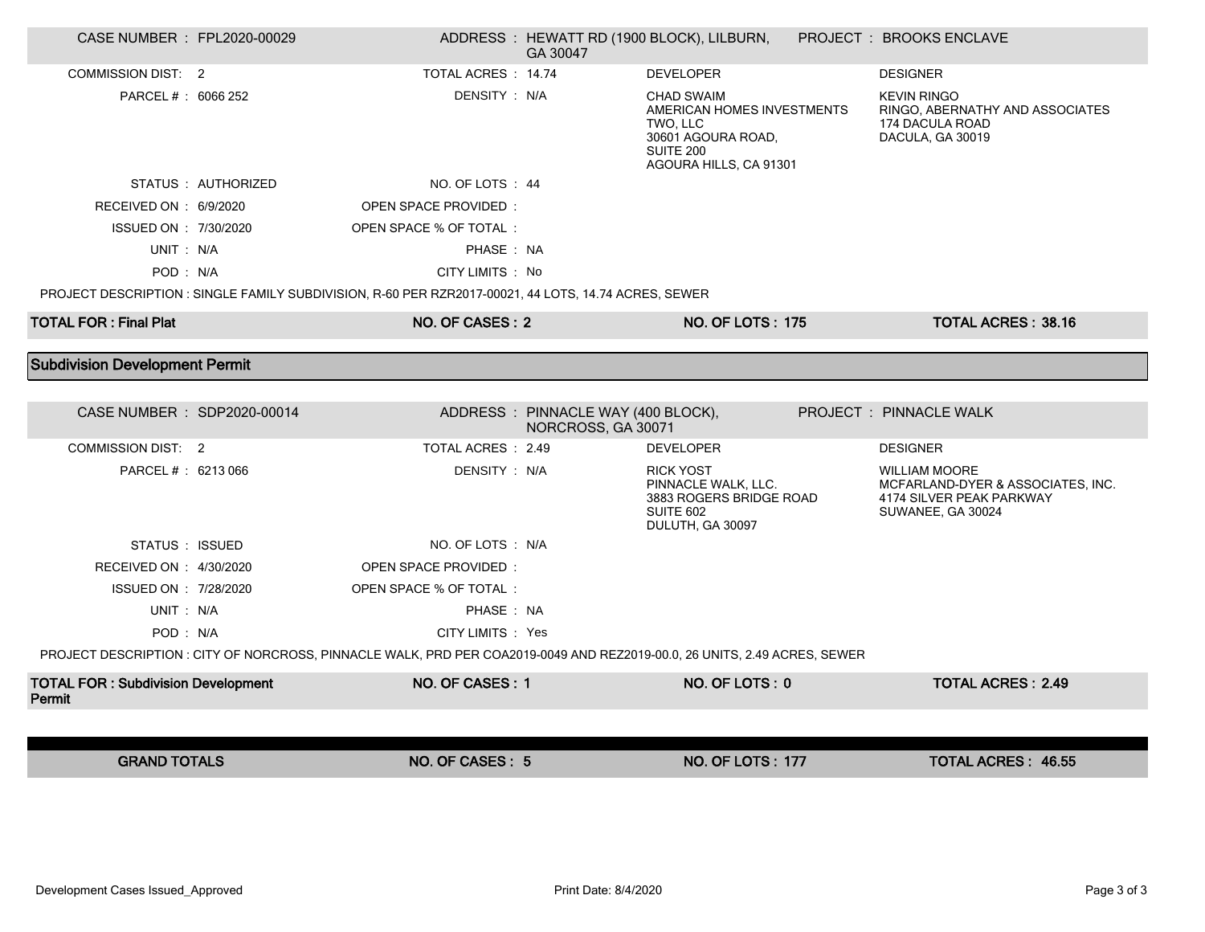| | | | |
|---|---|---|---|
| CASE NUMBER : FPL2020-00029 | ADDRESS : HEWATT RD (1900 BLOCK), LILBURN, GA 30047 | | PROJECT : BROOKS ENCLAVE |
| COMMISSION DIST: 2 | TOTAL ACRES : 14.74 | DEVELOPER | DESIGNER |
| PARCEL # : 6066 252 | DENSITY : N/A | CHAD SWAIM<br>AMERICAN HOMES INVESTMENTS TWO, LLC<br>30601 AGOURA ROAD, SUITE 200<br>AGOURA HILLS, CA 91301 | KEVIN RINGO<br>RINGO, ABERNATHY AND ASSOCIATES<br>174 DACULA ROAD<br>DACULA, GA 30019 |
| STATUS : AUTHORIZED | NO. OF LOTS : 44 | | |
| RECEIVED ON : 6/9/2020 | OPEN SPACE PROVIDED : | | |
| ISSUED ON : 7/30/2020 | OPEN SPACE % OF TOTAL : | | |
| UNIT : N/A | PHASE : NA | | |
| POD : N/A | CITY LIMITS : No | | |

PROJECT DESCRIPTION : SINGLE FAMILY SUBDIVISION, R-60 PER RZR2017-00021, 44 LOTS, 14.74 ACRES, SEWER

| | | | |
|---|---|---|---|
| **TOTAL FOR : Final Plat** | **NO. OF CASES : 2** | **NO. OF LOTS : 175** | **TOTAL ACRES : 38.16** |

## Subdivision Development Permit

| | | | |
|---|---|---|---|
| CASE NUMBER : SDP2020-00014 | ADDRESS : PINNACLE WAY (400 BLOCK), NORCROSS, GA 30071 | | PROJECT : PINNACLE WALK |
| COMMISSION DIST: 2 | TOTAL ACRES : 2.49 | DEVELOPER | DESIGNER |
| PARCEL # : 6213 066 | DENSITY : N/A | RICK YOST<br>PINNACLE WALK, LLC.<br>3883 ROGERS BRIDGE ROAD<br>SUITE 602<br>DULUTH, GA 30097 | WILLIAM MOORE<br>MCFARLAND-DYER & ASSOCIATES, INC.<br>4174 SILVER PEAK PARKWAY<br>SUWANEE, GA 30024 |
| STATUS : ISSUED | NO. OF LOTS : N/A | | |
| RECEIVED ON : 4/30/2020 | OPEN SPACE PROVIDED : | | |
| ISSUED ON : 7/28/2020 | OPEN SPACE % OF TOTAL : | | |
| UNIT : N/A | PHASE : NA | | |
| POD : N/A | CITY LIMITS : Yes | | |

PROJECT DESCRIPTION : CITY OF NORCROSS, PINNACLE WALK, PRD PER COA2019-0049 AND REZ2019-00.0, 26 UNITS, 2.49 ACRES, SEWER

| | | | |
|---|---|---|---|
| **TOTAL FOR : Subdivision Development Permit** | **NO. OF CASES : 1** | **NO. OF LOTS : 0** | **TOTAL ACRES : 2.49** |

| | | | |
|---|---|---|---|
| **GRAND TOTALS** | **NO. OF CASES : 5** | **NO. OF LOTS : 177** | **TOTAL ACRES : 46.55** |